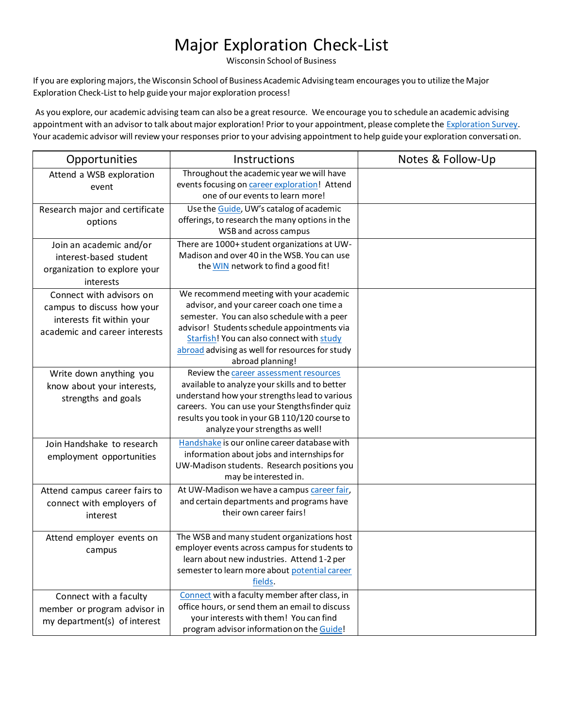# Major Exploration Check-List

Wisconsin School of Business

If you are exploring majors, the Wisconsin School of Business Academic Advising team encourages you to utilize the Major Exploration Check-List to help guide your major exploration process!

As you explore, our academic advising team can also be a great resource. We encourage you to schedule an academic advising appointment with an advisor to talk about major exploration! Prior to your appointment, please complete the Exploration Survey. Your academic advisor will review your responses prior to your advising appointment to help guide your exploration conversation.

| Opportunities | Instructions | Notes & Follow-Up |
|---|---|---|
| Attend a WSB exploration event | Throughout the academic year we will have events focusing on career exploration! Attend one of our events to learn more! | |
| Research major and certificate options | Use the Guide, UW's catalog of academic offerings, to research the many options in the WSB and across campus | |
| Join an academic and/or interest-based student organization to explore your interests | There are 1000+ student organizations at UW-Madison and over 40 in the WSB. You can use the WIN network to find a good fit! | |
| Connect with advisors on campus to discuss how your interests fit within your academic and career interests | We recommend meeting with your academic advisor, and your career coach one time a semester. You can also schedule with a peer advisor! Students schedule appointments via Starfish! You can also connect with study abroad advising as well for resources for study abroad planning! | |
| Write down anything you know about your interests, strengths and goals | Review the career assessment resources available to analyze your skills and to better understand how your strengths lead to various careers. You can use your Stengthsfinder quiz results you took in your GB 110/120 course to analyze your strengths as well! | |
| Join Handshake to research employment opportunities | Handshake is our online career database with information about jobs and internships for UW-Madison students. Research positions you may be interested in. | |
| Attend campus career fairs to connect with employers of interest | At UW-Madison we have a campus career fair, and certain departments and programs have their own career fairs! | |
| Attend employer events on campus | The WSB and many student organizations host employer events across campus for students to learn about new industries. Attend 1-2 per semester to learn more about potential career fields. | |
| Connect with a faculty member or program advisor in my department(s) of interest | Connect with a faculty member after class, in office hours, or send them an email to discuss your interests with them! You can find program advisor information on the Guide! | |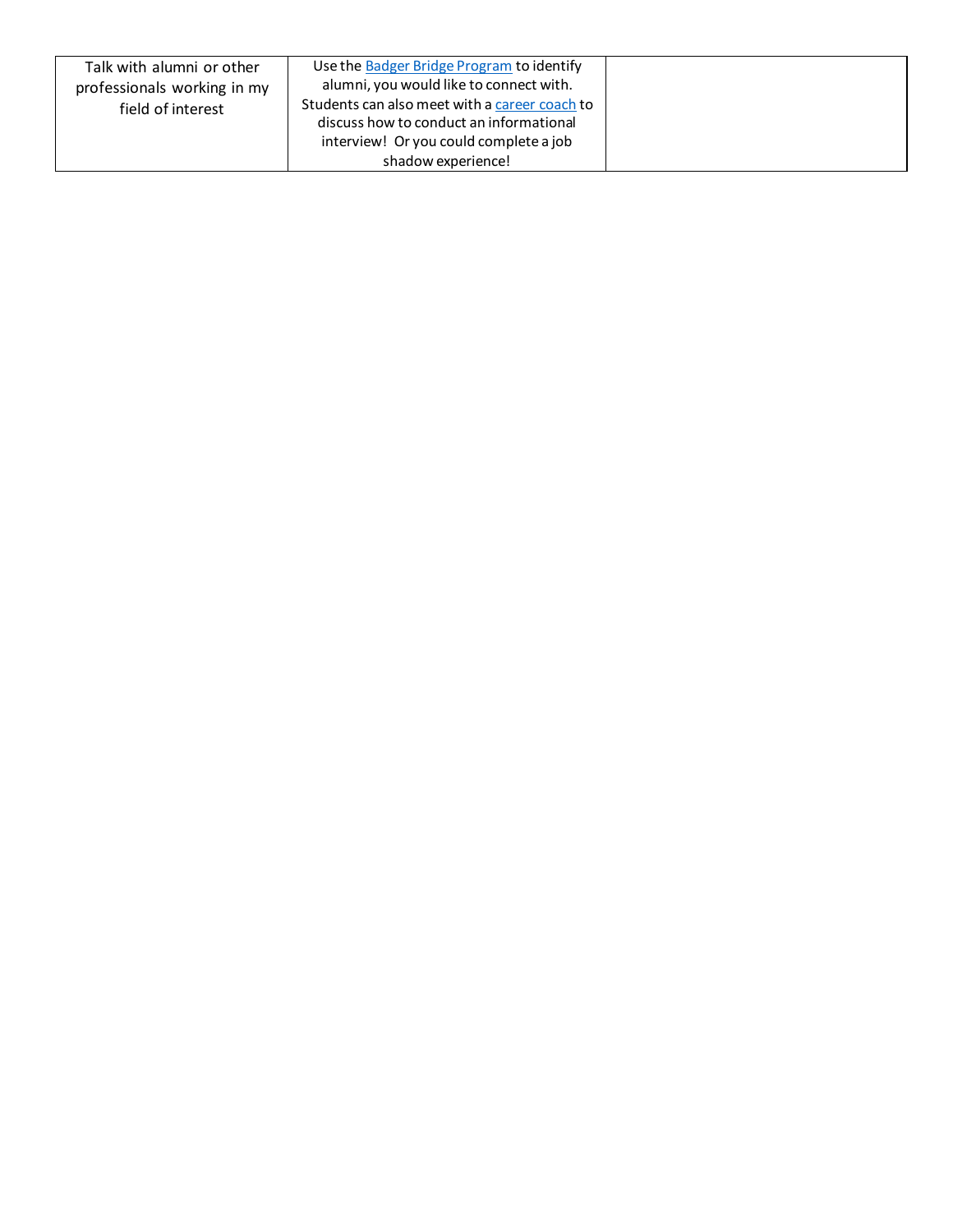| | | |
|---|---|---|
| Talk with alumni or other professionals working in my field of interest | Use the Badger Bridge Program to identify alumni, you would like to connect with. Students can also meet with a career coach to discuss how to conduct an informational interview! Or you could complete a job shadow experience! | |